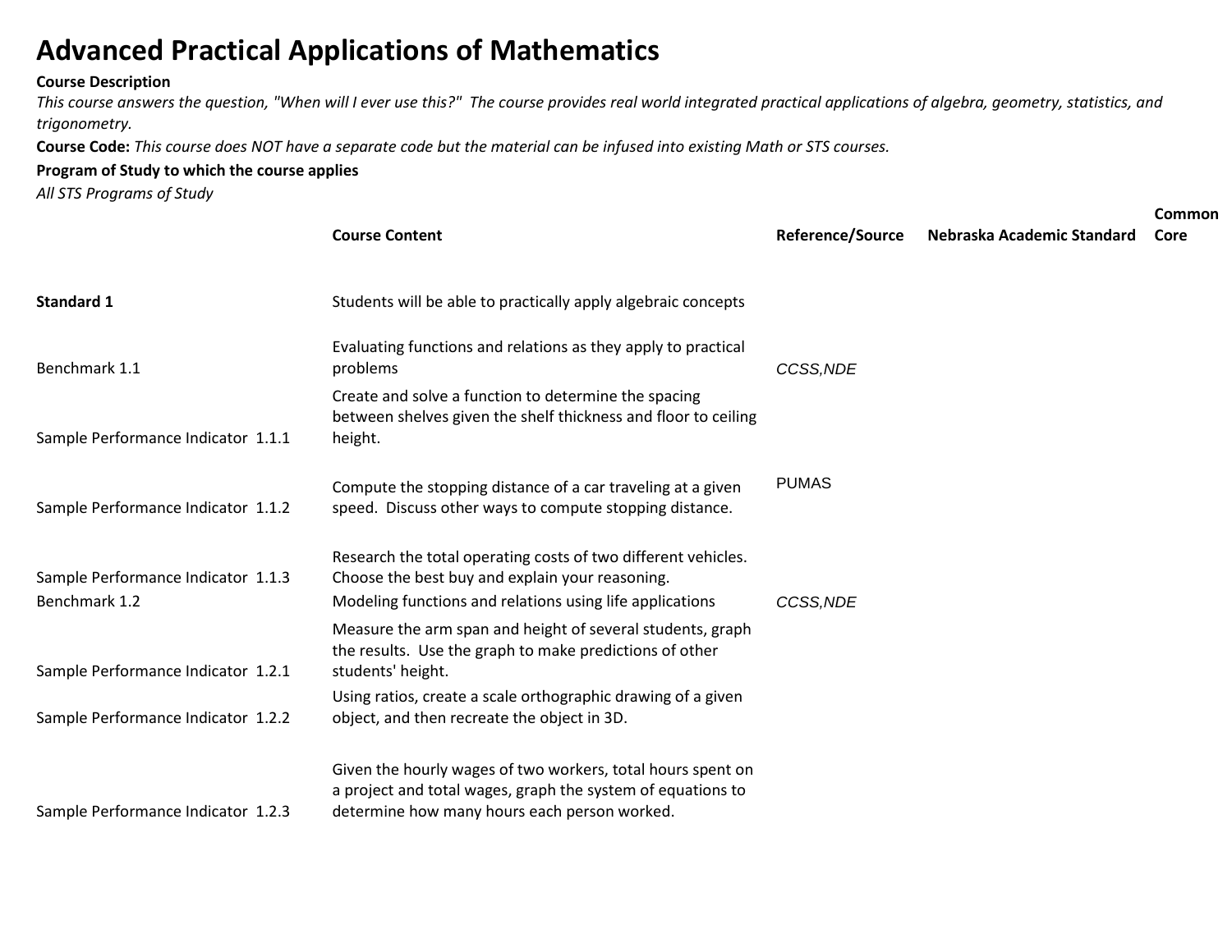# Advanced Practical Applications of Mathematics

**Course Description**

*This course answers the question, "When will I ever use this?" The course provides real world integrated practical applications of algebra, geometry, statistics, and trigonometry.*

**Course Code:** *This course does NOT have a separate code but the material can be infused into existing Math or STS courses.*

**Program of Study to which the course applies**

*All STS Programs of Study*

| | Course Content | Reference/Source | Nebraska Academic Standard | Common Core |
|---|---|---|---|---|
| **Standard 1** | Students will be able to practically apply algebraic concepts | | | |
| Benchmark 1.1 | Evaluating functions and relations as they apply to practical problems | *CCSS,NDE* | | |
| Sample Performance Indicator 1.1.1 | Create and solve a function to determine the spacing between shelves given the shelf thickness and floor to ceiling height. | | | |
| Sample Performance Indicator 1.1.2 | Compute the stopping distance of a car traveling at a given speed. Discuss other ways to compute stopping distance. | PUMAS | | |
| Sample Performance Indicator 1.1.3 | Research the total operating costs of two different vehicles. Choose the best buy and explain your reasoning. | | | |
| Benchmark 1.2 | Modeling functions and relations using life applications | *CCSS,NDE* | | |
| Sample Performance Indicator 1.2.1 | Measure the arm span and height of several students, graph the results. Use the graph to make predictions of other students' height. | | | |
| Sample Performance Indicator 1.2.2 | Using ratios, create a scale orthographic drawing of a given object, and then recreate the object in 3D. | | | |
| Sample Performance Indicator 1.2.3 | Given the hourly wages of two workers, total hours spent on a project and total wages, graph the system of equations to determine how many hours each person worked. | | | |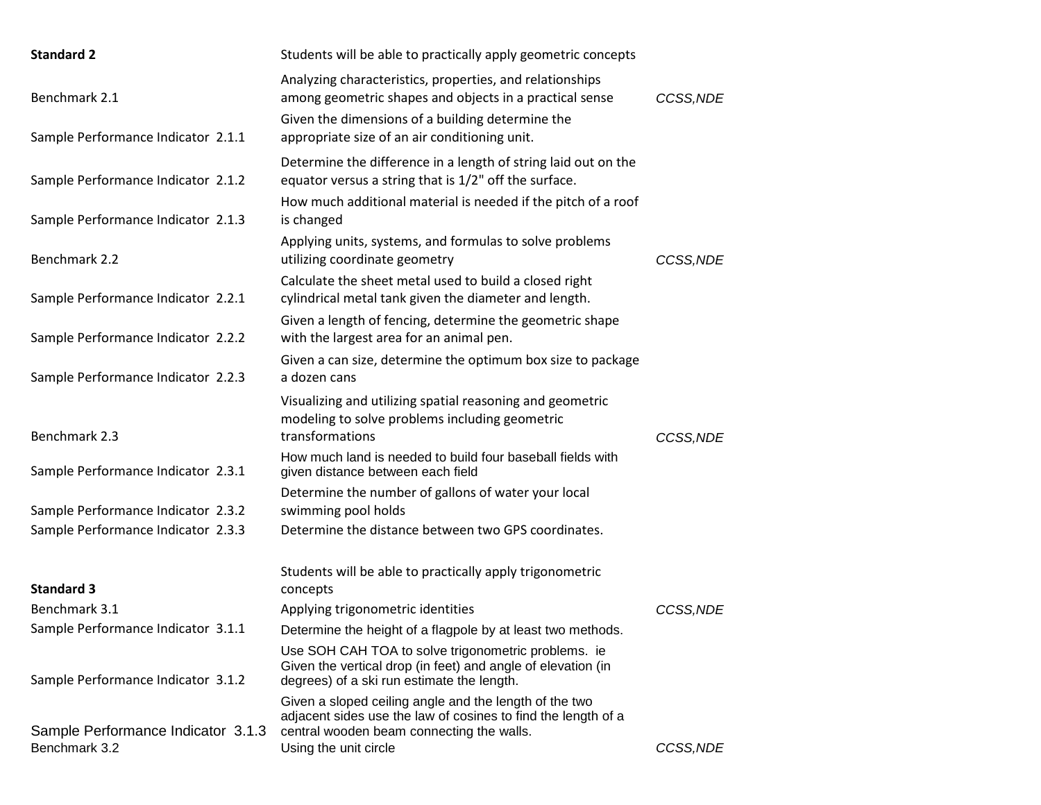| | | |
|---|---|---|
| **Standard 2** | Students will be able to practically apply geometric concepts | |
| Benchmark 2.1 | Analyzing characteristics, properties, and relationships among geometric shapes and objects in a practical sense | *CCSS,NDE* |
| Sample Performance Indicator 2.1.1 | Given the dimensions of a building determine the appropriate size of an air conditioning unit. | |
| Sample Performance Indicator 2.1.2 | Determine the difference in a length of string laid out on the equator versus a string that is 1/2" off the surface. | |
| Sample Performance Indicator 2.1.3 | How much additional material is needed if the pitch of a roof is changed | |
| Benchmark 2.2 | Applying units, systems, and formulas to solve problems utilizing coordinate geometry | *CCSS,NDE* |
| Sample Performance Indicator 2.2.1 | Calculate the sheet metal used to build a closed right cylindrical metal tank given the diameter and length. | |
| Sample Performance Indicator 2.2.2 | Given a length of fencing, determine the geometric shape with the largest area for an animal pen. | |
| Sample Performance Indicator 2.2.3 | Given a can size, determine the optimum box size to package a dozen cans | |
| Benchmark 2.3 | Visualizing and utilizing spatial reasoning and geometric modeling to solve problems including geometric transformations | *CCSS,NDE* |
| Sample Performance Indicator 2.3.1 | How much land is needed to build four baseball fields with given distance between each field | |
| Sample Performance Indicator 2.3.2 | Determine the number of gallons of water your local swimming pool holds | |
| Sample Performance Indicator 2.3.3 | Determine the distance between two GPS coordinates. | |
| **Standard 3** | Students will be able to practically apply trigonometric concepts | |
| Benchmark 3.1 | Applying trigonometric identities | *CCSS,NDE* |
| Sample Performance Indicator 3.1.1 | Determine the height of a flagpole by at least two methods. | |
| Sample Performance Indicator 3.1.2 | Use SOH CAH TOA to solve trigonometric problems. ie Given the vertical drop (in feet) and angle of elevation (in degrees) of a ski run estimate the length. | |
| Sample Performance Indicator 3.1.3 | Given a sloped ceiling angle and the length of the two adjacent sides use the law of cosines to find the length of a central wooden beam connecting the walls. | |
| Benchmark 3.2 | Using the unit circle | *CCSS,NDE* |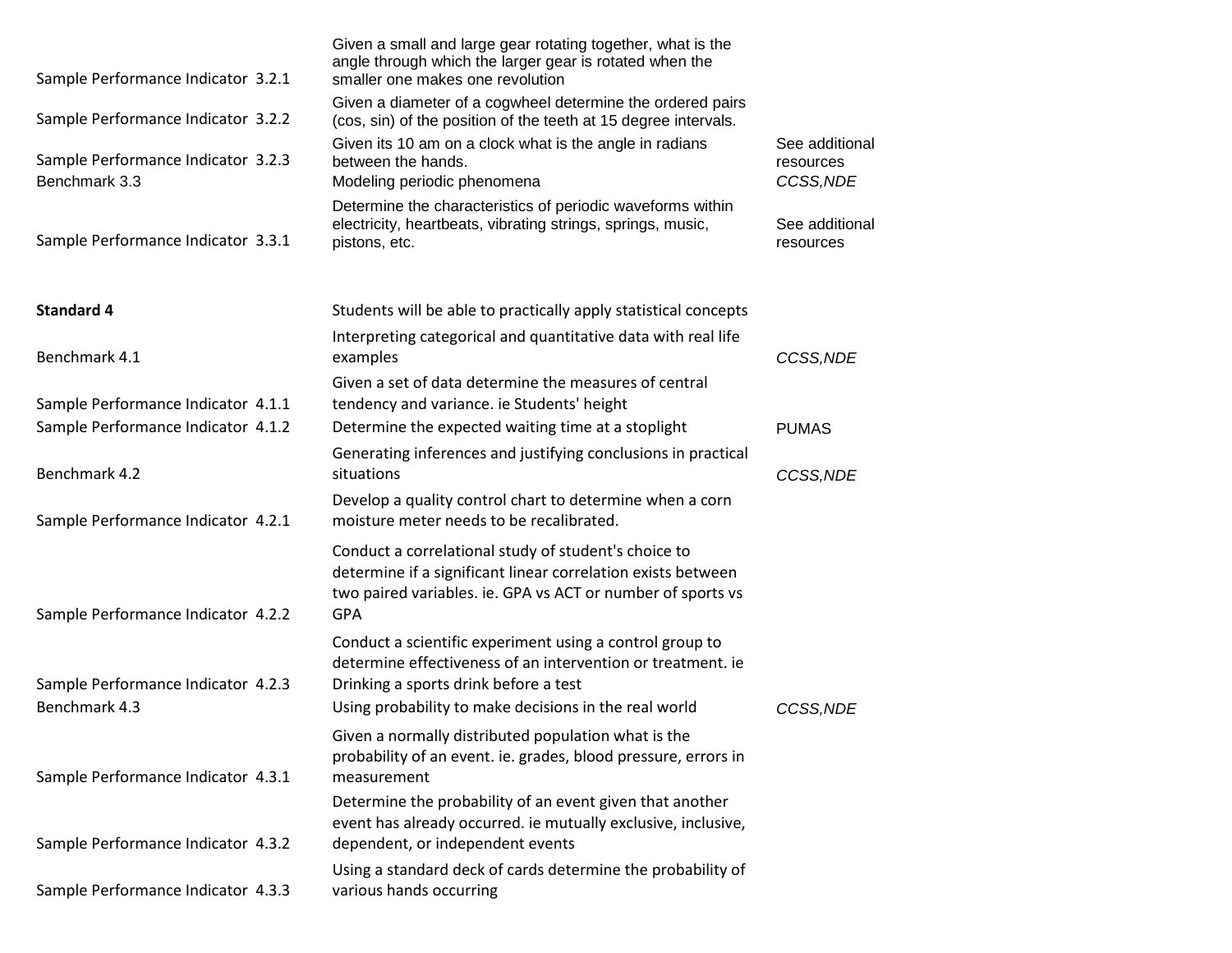| | | |
|---|---|---|
| Sample Performance Indicator 3.2.1 | Given a small and large gear rotating together, what is the angle through which the larger gear is rotated when the smaller one makes one revolution | |
| Sample Performance Indicator 3.2.2 | Given a diameter of a cogwheel determine the ordered pairs (cos, sin) of the position of the teeth at 15 degree intervals. | |
| Sample Performance Indicator 3.2.3 | Given its 10 am on a clock what is the angle in radians between the hands. | See additional resources |
| Benchmark 3.3 | Modeling periodic phenomena | *CCSS,NDE* |
| Sample Performance Indicator 3.3.1 | Determine the characteristics of periodic waveforms within electricity, heartbeats, vibrating strings, springs, music, pistons, etc. | See additional resources |
| | | |
| **Standard 4** | Students will be able to practically apply statistical concepts | |
| Benchmark 4.1 | Interpreting categorical and quantitative data with real life examples | *CCSS,NDE* |
| Sample Performance Indicator 4.1.1 | Given a set of data determine the measures of central tendency and variance. ie Students' height | |
| Sample Performance Indicator 4.1.2 | Determine the expected waiting time at a stoplight | PUMAS |
| Benchmark 4.2 | Generating inferences and justifying conclusions in practical situations | *CCSS,NDE* |
| Sample Performance Indicator 4.2.1 | Develop a quality control chart to determine when a corn moisture meter needs to be recalibrated. | |
| Sample Performance Indicator 4.2.2 | Conduct a correlational study of student's choice to determine if a significant linear correlation exists between two paired variables. ie. GPA vs ACT or number of sports vs GPA | |
| Sample Performance Indicator 4.2.3 | Conduct a scientific experiment using a control group to determine effectiveness of an intervention or treatment. ie Drinking a sports drink before a test | |
| Benchmark 4.3 | Using probability to make decisions in the real world | *CCSS,NDE* |
| Sample Performance Indicator 4.3.1 | Given a normally distributed population what is the probability of an event. ie. grades, blood pressure, errors in measurement | |
| Sample Performance Indicator 4.3.2 | Determine the probability of an event given that another event has already occurred. ie mutually exclusive, inclusive, dependent, or independent events | |
| Sample Performance Indicator 4.3.3 | Using a standard deck of cards determine the probability of various hands occurring | |